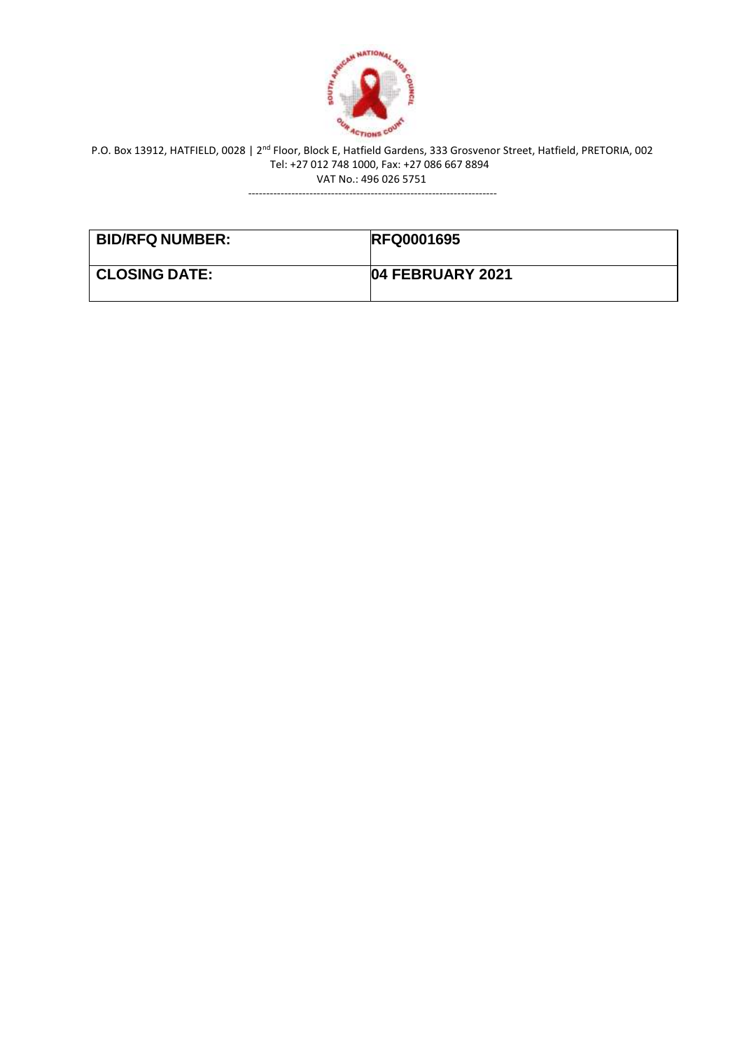P.O. Box 13912, HATFIELD, 0028 | 2nd Floor, Block E, Hatfield Gardens, 333 Grosvenor Street, Hatfield, PRETORIA, 002
Tel: +27 012 748 1000, Fax: +27 086 667 8894
VAT No.: 496 026 5751

---

| BID/RFQ NUMBER: | RFQ0001695 |
| --- | --- |
| CLOSING DATE: | 04 FEBRUARY 2021 |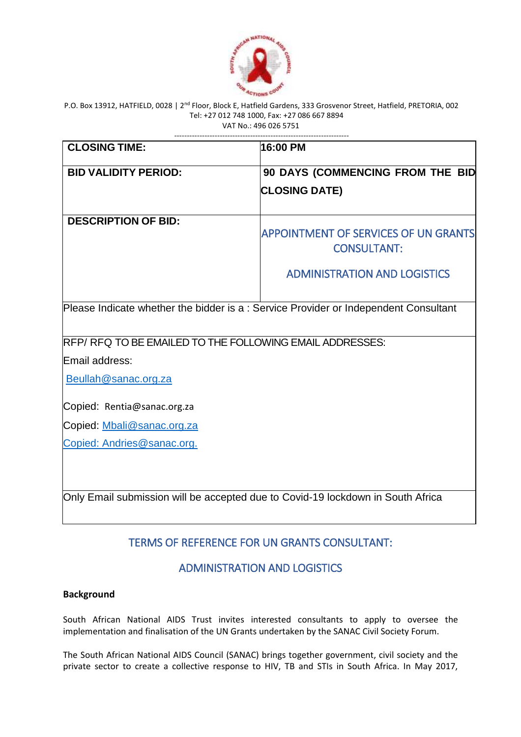P.O. Box 13912, HATFIELD, 0028 | 2nd Floor, Block E, Hatfield Gardens, 333 Grosvenor Street, Hatfield, PRETORIA, 002
Tel: +27 012 748 1000, Fax: +27 086 667 8894
VAT No.: 496 026 5751

| | |
|---|---|
| **CLOSING TIME:** | **16:00 PM** |
| **BID VALIDITY PERIOD:** | **90 DAYS (COMMENCING FROM THE BID CLOSING DATE)** |
| **DESCRIPTION OF BID:** | APPOINTMENT OF SERVICES OF UN GRANTS CONSULTANT: ADMINISTRATION AND LOGISTICS |
| Please Indicate whether the bidder is a : Service Provider or Independent Consultant | |
| RFP/ RFQ TO BE EMAILED TO THE FOLLOWING EMAIL ADDRESSES: Email address: Beullah@sanac.org.za Copied: Rentia@sanac.org.za Copied: Mbali@sanac.org.za Copied: Andries@sanac.org. | |
| Only Email submission will be accepted due to Covid-19 lockdown in South Africa | |

## TERMS OF REFERENCE FOR UN GRANTS CONSULTANT:

## ADMINISTRATION AND LOGISTICS

**Background**

South African National AIDS Trust invites interested consultants to apply to oversee the implementation and finalisation of the UN Grants undertaken by the SANAC Civil Society Forum.

The South African National AIDS Council (SANAC) brings together government, civil society and the private sector to create a collective response to HIV, TB and STIs in South Africa. In May 2017,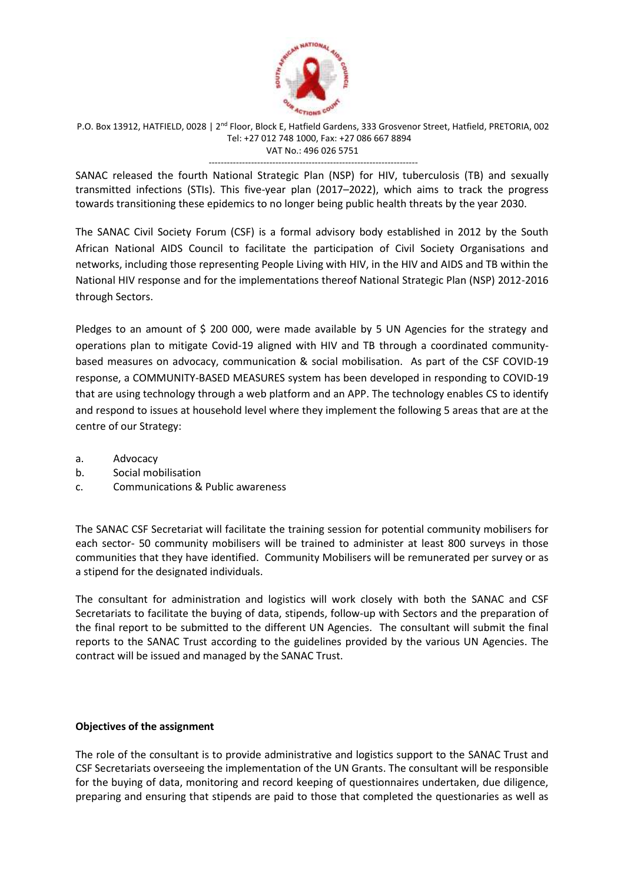P.O. Box 13912, HATFIELD, 0028 | 2nd Floor, Block E, Hatfield Gardens, 333 Grosvenor Street, Hatfield, PRETORIA, 002
Tel: +27 012 748 1000, Fax: +27 086 667 8894
VAT No.: 496 026 5751

---

SANAC released the fourth National Strategic Plan (NSP) for HIV, tuberculosis (TB) and sexually transmitted infections (STIs). This five-year plan (2017–2022), which aims to track the progress towards transitioning these epidemics to no longer being public health threats by the year 2030.

The SANAC Civil Society Forum (CSF) is a formal advisory body established in 2012 by the South African National AIDS Council to facilitate the participation of Civil Society Organisations and networks, including those representing People Living with HIV, in the HIV and AIDS and TB within the National HIV response and for the implementations thereof National Strategic Plan (NSP) 2012-2016 through Sectors.

Pledges to an amount of $ 200 000, were made available by 5 UN Agencies for the strategy and operations plan to mitigate Covid-19 aligned with HIV and TB through a coordinated community-based measures on advocacy, communication & social mobilisation. As part of the CSF COVID-19 response, a COMMUNITY-BASED MEASURES system has been developed in responding to COVID-19 that are using technology through a web platform and an APP. The technology enables CS to identify and respond to issues at household level where they implement the following 5 areas that are at the centre of our Strategy:

a. Advocacy
b. Social mobilisation
c. Communications & Public awareness

The SANAC CSF Secretariat will facilitate the training session for potential community mobilisers for each sector- 50 community mobilisers will be trained to administer at least 800 surveys in those communities that they have identified. Community Mobilisers will be remunerated per survey or as a stipend for the designated individuals.

The consultant for administration and logistics will work closely with both the SANAC and CSF Secretariats to facilitate the buying of data, stipends, follow-up with Sectors and the preparation of the final report to be submitted to the different UN Agencies. The consultant will submit the final reports to the SANAC Trust according to the guidelines provided by the various UN Agencies. The contract will be issued and managed by the SANAC Trust.

**Objectives of the assignment**

The role of the consultant is to provide administrative and logistics support to the SANAC Trust and CSF Secretariats overseeing the implementation of the UN Grants. The consultant will be responsible for the buying of data, monitoring and record keeping of questionnaires undertaken, due diligence, preparing and ensuring that stipends are paid to those that completed the questionaries as well as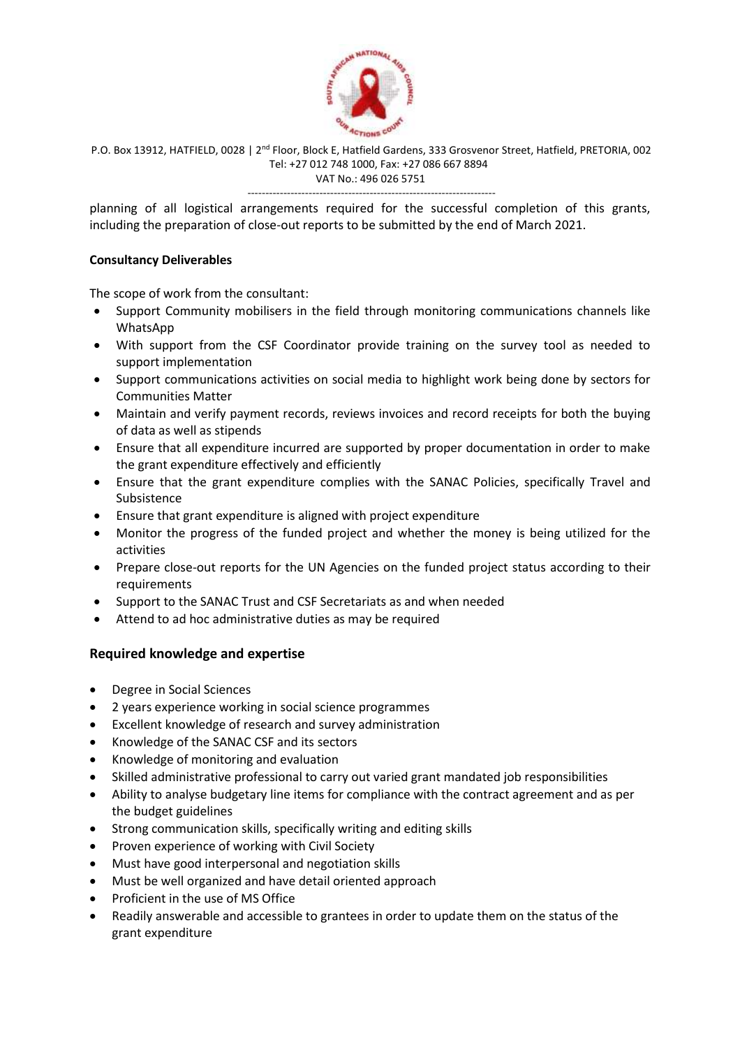planning of all logistical arrangements required for the successful completion of this grants, including the preparation of close-out reports to be submitted by the end of March 2021.

**Consultancy Deliverables**

The scope of work from the consultant:

- Support Community mobilisers in the field through monitoring communications channels like WhatsApp
- With support from the CSF Coordinator provide training on the survey tool as needed to support implementation
- Support communications activities on social media to highlight work being done by sectors for Communities Matter
- Maintain and verify payment records, reviews invoices and record receipts for both the buying of data as well as stipends
- Ensure that all expenditure incurred are supported by proper documentation in order to make the grant expenditure effectively and efficiently
- Ensure that the grant expenditure complies with the SANAC Policies, specifically Travel and Subsistence
- Ensure that grant expenditure is aligned with project expenditure
- Monitor the progress of the funded project and whether the money is being utilized for the activities
- Prepare close-out reports for the UN Agencies on the funded project status according to their requirements
- Support to the SANAC Trust and CSF Secretariats as and when needed
- Attend to ad hoc administrative duties as may be required

## Required knowledge and expertise

- Degree in Social Sciences
- 2 years experience working in social science programmes
- Excellent knowledge of research and survey administration
- Knowledge of the SANAC CSF and its sectors
- Knowledge of monitoring and evaluation
- Skilled administrative professional to carry out varied grant mandated job responsibilities
- Ability to analyse budgetary line items for compliance with the contract agreement and as per the budget guidelines
- Strong communication skills, specifically writing and editing skills
- Proven experience of working with Civil Society
- Must have good interpersonal and negotiation skills
- Must be well organized and have detail oriented approach
- Proficient in the use of MS Office
- Readily answerable and accessible to grantees in order to update them on the status of the grant expenditure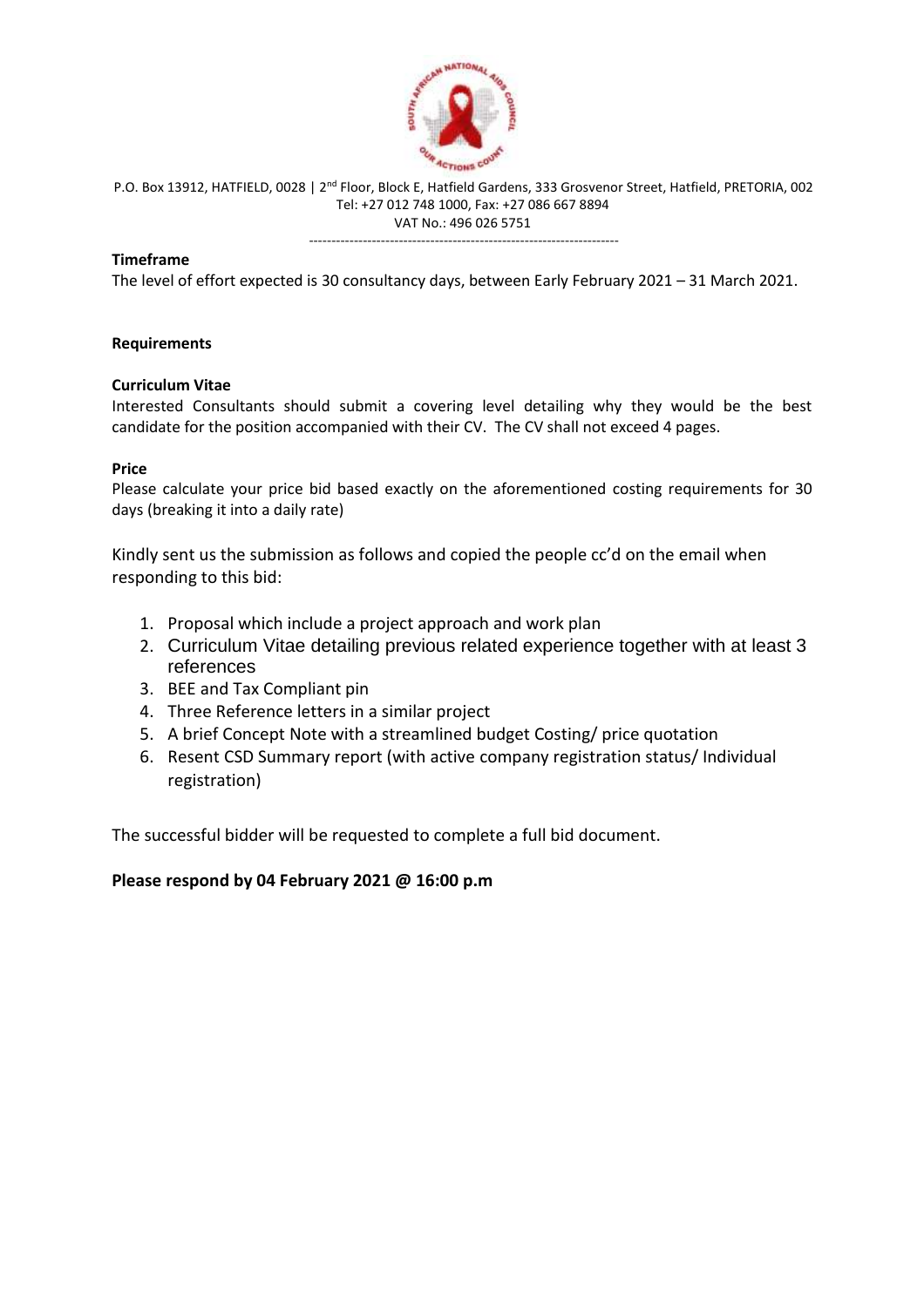P.O. Box 13912, HATFIELD, 0028 | 2nd Floor, Block E, Hatfield Gardens, 333 Grosvenor Street, Hatfield, PRETORIA, 002
Tel: +27 012 748 1000, Fax: +27 086 667 8894
VAT No.: 496 026 5751

---

**Timeframe**

The level of effort expected is 30 consultancy days, between Early February 2021 – 31 March 2021.

**Requirements**

**Curriculum Vitae**

Interested Consultants should submit a covering level detailing why they would be the best candidate for the position accompanied with their CV. The CV shall not exceed 4 pages.

**Price**

Please calculate your price bid based exactly on the aforementioned costing requirements for 30 days (breaking it into a daily rate)

Kindly sent us the submission as follows and copied the people cc'd on the email when responding to this bid:

1. Proposal which include a project approach and work plan
2. Curriculum Vitae detailing previous related experience together with at least 3 references
3. BEE and Tax Compliant pin
4. Three Reference letters in a similar project
5. A brief Concept Note with a streamlined budget Costing/ price quotation
6. Resent CSD Summary report (with active company registration status/ Individual registration)

The successful bidder will be requested to complete a full bid document.

**Please respond by 04 February 2021 @ 16:00 p.m**